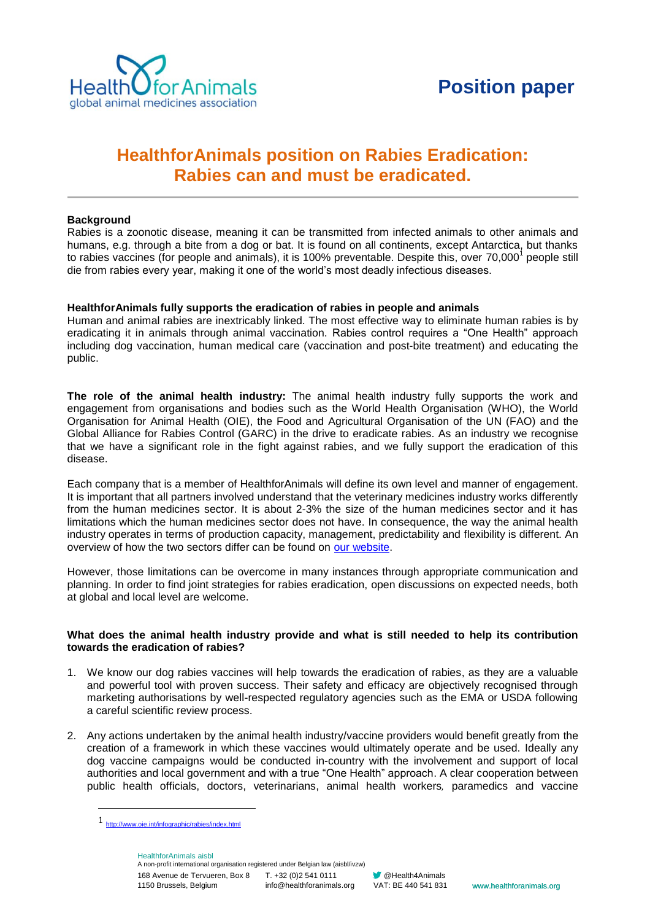# Position paper

## HealthforAnimals position on Rabies Eradication: Rabies can and must be eradicated.

**Background**

Rabies is a zoonotic disease, meaning it can be transmitted from infected animals to other animals and humans, e.g. through a bite from a dog or bat. It is found on all continents, except Antarctica, but thanks to rabies vaccines (for people and animals), it is 100% preventable. Despite this, over 70,000[1] people still die from rabies every year, making it one of the world's most deadly infectious diseases.

**HealthforAnimals fully supports the eradication of rabies in people and animals**

Human and animal rabies are inextricably linked. The most effective way to eliminate human rabies is by eradicating it in animals through animal vaccination. Rabies control requires a "One Health" approach including dog vaccination, human medical care (vaccination and post-bite treatment) and educating the public.

**The role of the animal health industry:** The animal health industry fully supports the work and engagement from organisations and bodies such as the World Health Organisation (WHO), the World Organisation for Animal Health (OIE), the Food and Agricultural Organisation of the UN (FAO) and the Global Alliance for Rabies Control (GARC) in the drive to eradicate rabies. As an industry we recognise that we have a significant role in the fight against rabies, and we fully support the eradication of this disease.

Each company that is a member of HealthforAnimals will define its own level and manner of engagement. It is important that all partners involved understand that the veterinary medicines industry works differently from the human medicines sector. It is about 2-3% the size of the human medicines sector and it has limitations which the human medicines sector does not have. In consequence, the way the animal health industry operates in terms of production capacity, management, predictability and flexibility is different. An overview of how the two sectors differ can be found on our website.

However, those limitations can be overcome in many instances through appropriate communication and planning. In order to find joint strategies for rabies eradication, open discussions on expected needs, both at global and local level are welcome.

**What does the animal health industry provide and what is still needed to help its contribution towards the eradication of rabies?**

1. We know our dog rabies vaccines will help towards the eradication of rabies, as they are a valuable and powerful tool with proven success. Their safety and efficacy are objectively recognised through marketing authorisations by well-respected regulatory agencies such as the EMA or USDA following a careful scientific review process.

2. Any actions undertaken by the animal health industry/vaccine providers would benefit greatly from the creation of a framework in which these vaccines would ultimately operate and be used. Ideally any dog vaccine campaigns would be conducted in-country with the involvement and support of local authorities and local government and with a true "One Health" approach. A clear cooperation between public health officials, doctors, veterinarians, animal health workers, paramedics and vaccine

[1] http://www.oie.int/infographic/rabies/index.html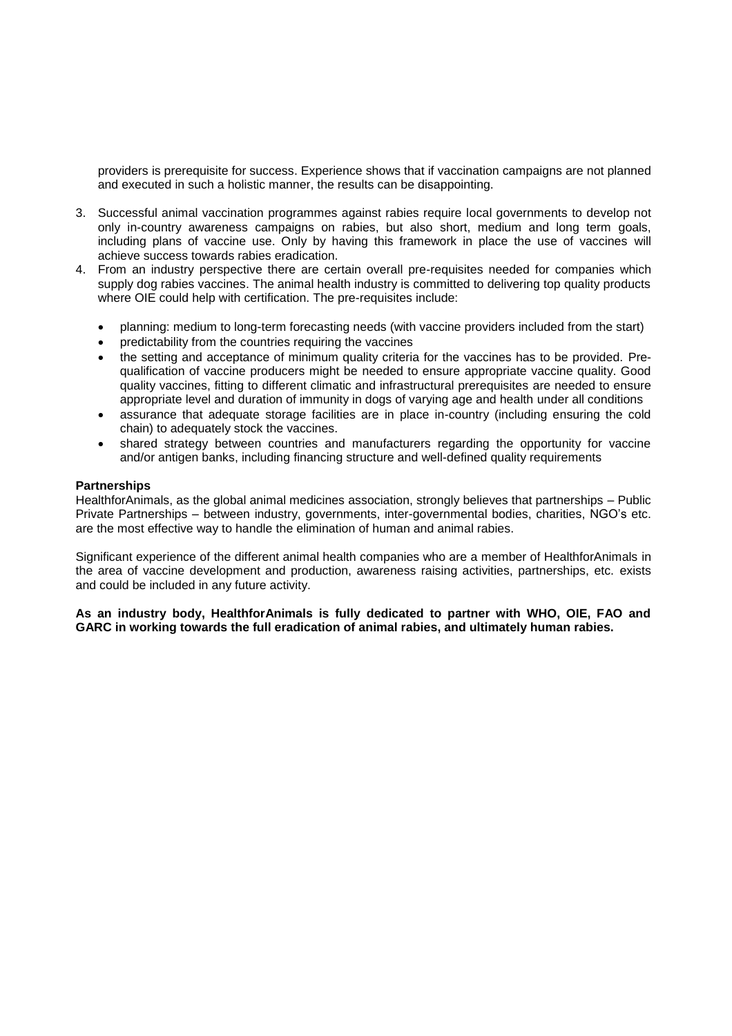providers is prerequisite for success. Experience shows that if vaccination campaigns are not planned and executed in such a holistic manner, the results can be disappointing.

3. Successful animal vaccination programmes against rabies require local governments to develop not only in-country awareness campaigns on rabies, but also short, medium and long term goals, including plans of vaccine use. Only by having this framework in place the use of vaccines will achieve success towards rabies eradication.
4. From an industry perspective there are certain overall pre-requisites needed for companies which supply dog rabies vaccines. The animal health industry is committed to delivering top quality products where OIE could help with certification. The pre-requisites include:
   - planning: medium to long-term forecasting needs (with vaccine providers included from the start)
   - predictability from the countries requiring the vaccines
   - the setting and acceptance of minimum quality criteria for the vaccines has to be provided. Pre-qualification of vaccine producers might be needed to ensure appropriate vaccine quality. Good quality vaccines, fitting to different climatic and infrastructural prerequisites are needed to ensure appropriate level and duration of immunity in dogs of varying age and health under all conditions
   - assurance that adequate storage facilities are in place in-country (including ensuring the cold chain) to adequately stock the vaccines.
   - shared strategy between countries and manufacturers regarding the opportunity for vaccine and/or antigen banks, including financing structure and well-defined quality requirements

**Partnerships**

HealthforAnimals, as the global animal medicines association, strongly believes that partnerships – Public Private Partnerships – between industry, governments, inter-governmental bodies, charities, NGO's etc. are the most effective way to handle the elimination of human and animal rabies.

Significant experience of the different animal health companies who are a member of HealthforAnimals in the area of vaccine development and production, awareness raising activities, partnerships, etc. exists and could be included in any future activity.

**As an industry body, HealthforAnimals is fully dedicated to partner with WHO, OIE, FAO and GARC in working towards the full eradication of animal rabies, and ultimately human rabies.**